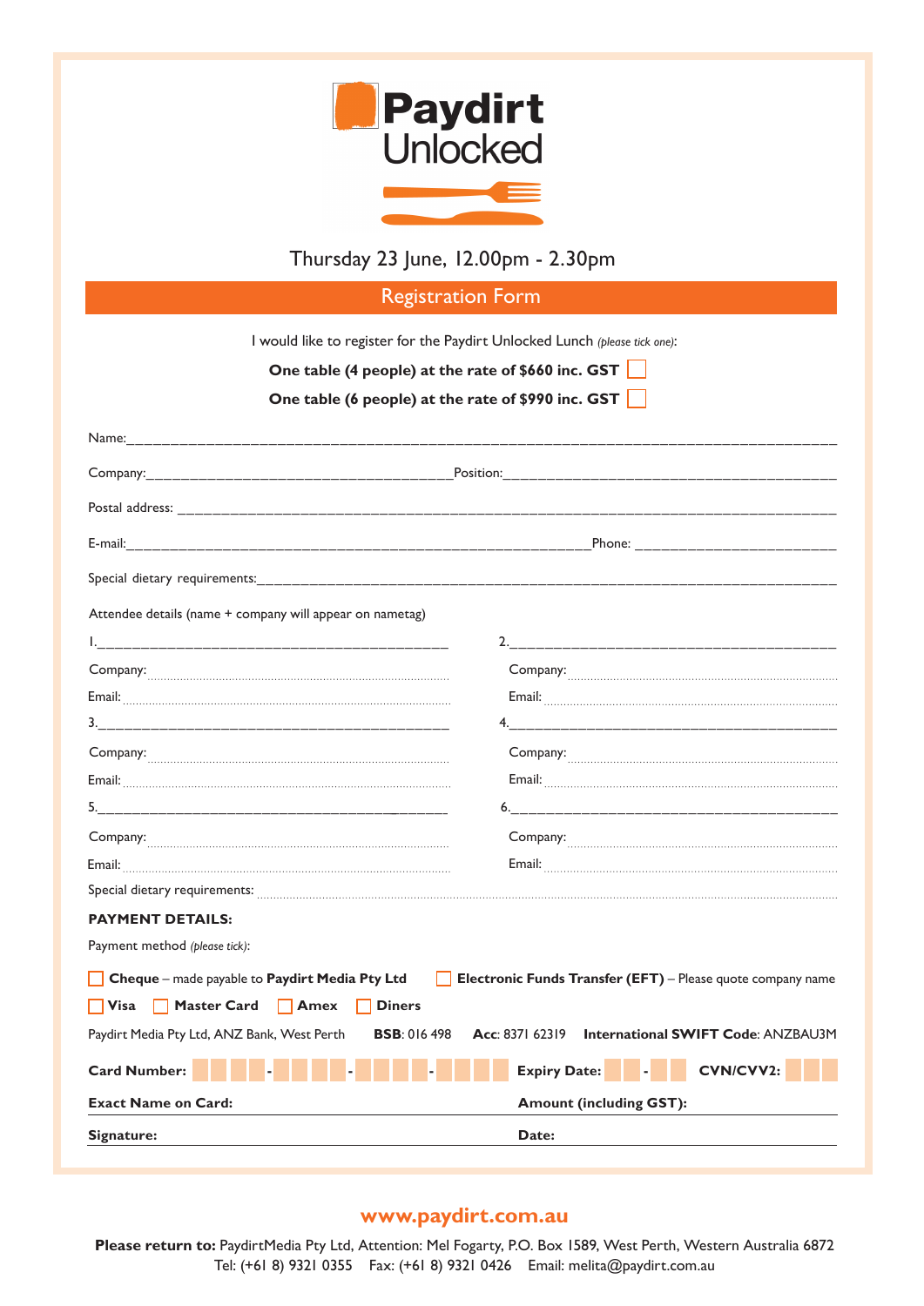# Paydirt Unlocked

Thursday 23 June, 12.00pm - 2.30pm

## Registration Form

I would like to register for the Paydirt Unlocked Lunch *(please tick one)*:

**One table (4 people) at the rate of $660 inc. GST** ☐

**One table (6 people) at the rate of $990 inc. GST** ☐

Name:\_\_\_\_\_\_\_\_\_\_\_\_\_\_\_\_\_\_\_\_\_\_\_\_\_\_\_\_\_\_\_\_\_\_\_\_\_\_\_\_

Company:\_\_\_\_\_\_\_\_\_\_\_\_\_\_\_\_\_\_\_\_ Position:\_\_\_\_\_\_\_\_\_\_\_\_\_\_\_\_\_\_\_\_

Postal address: \_\_\_\_\_\_\_\_\_\_\_\_\_\_\_\_\_\_\_\_\_\_\_\_\_\_\_\_\_\_\_\_\_\_\_\_\_\_\_\_

E-mail:\_\_\_\_\_\_\_\_\_\_\_\_\_\_\_\_\_\_\_\_\_\_\_\_\_\_\_\_\_\_ Phone: \_\_\_\_\_\_\_\_\_\_\_\_\_\_

Special dietary requirements:\_\_\_\_\_\_\_\_\_\_\_\_\_\_\_\_\_\_\_\_\_\_\_\_\_\_\_\_\_\_\_\_\_\_

Attendee details (name + company will appear on nametag)

1.\_\_\_\_\_\_\_\_\_\_\_\_\_\_\_\_\_\_\_\_
Company:
Email:

2.\_\_\_\_\_\_\_\_\_\_\_\_\_\_\_\_\_\_\_\_
Company:
Email:

3.\_\_\_\_\_\_\_\_\_\_\_\_\_\_\_\_\_\_\_\_
Company:
Email:

4.\_\_\_\_\_\_\_\_\_\_\_\_\_\_\_\_\_\_\_\_
Company:
Email:

5.\_\_\_\_\_\_\_\_\_\_\_\_\_\_\_\_\_\_\_\_
Company:
Email:

6.\_\_\_\_\_\_\_\_\_\_\_\_\_\_\_\_\_\_\_\_
Company:
Email:

Special dietary requirements:

**PAYMENT DETAILS:**

Payment method *(please tick)*:

☐ **Cheque** – made payable to **Paydirt Media Pty Ltd** ☐ **Electronic Funds Transfer (EFT)** – Please quote company name

☐ **Visa** ☐ **Master Card** ☐ **Amex** ☐ **Diners**

Paydirt Media Pty Ltd, ANZ Bank, West Perth **BSB**: 016 498 **Acc**: 8371 62319 **International SWIFT Code**: ANZBAU3M

**Card Number:** ☐☐☐☐ - ☐☐☐☐ - ☐☐☐☐ - ☐☐☐☐ **Expiry Date:** ☐☐ - ☐☐ **CVN/CVV2:** ☐☐☐

**Exact Name on Card:** \_\_\_\_\_\_\_\_\_\_ **Amount (including GST):** \_\_\_\_\_\_\_\_\_\_

**Signature:** \_\_\_\_\_\_\_\_\_\_ **Date:** \_\_\_\_\_\_\_\_\_\_

**www.paydirt.com.au**

**Please return to:** PaydirtMedia Pty Ltd, Attention: Mel Fogarty, P.O. Box 1589, West Perth, Western Australia 6872
Tel: (+61 8) 9321 0355 Fax: (+61 8) 9321 0426 Email: melita@paydirt.com.au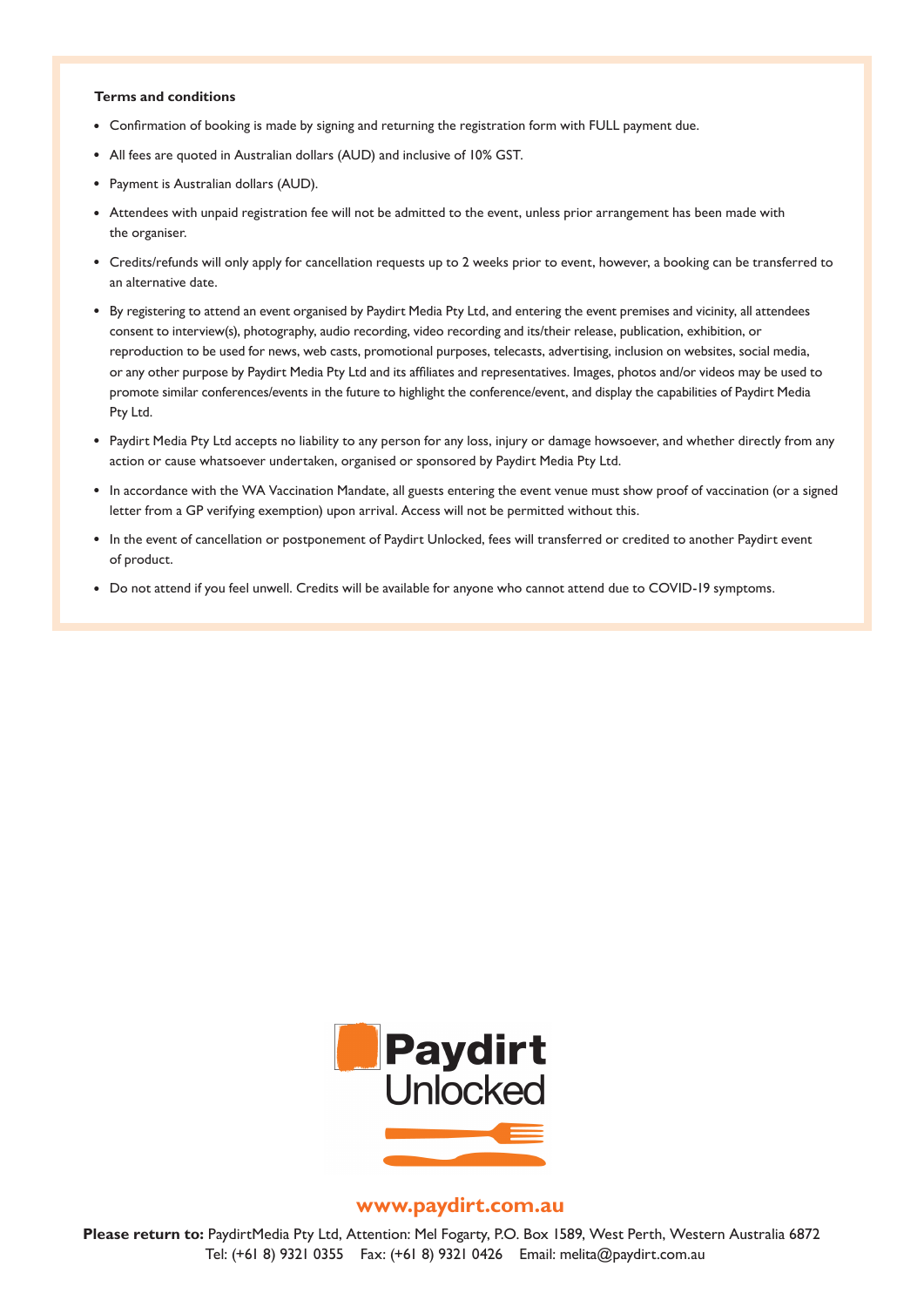**Terms and conditions**

- Confirmation of booking is made by signing and returning the registration form with FULL payment due.
- All fees are quoted in Australian dollars (AUD) and inclusive of 10% GST.
- Payment is Australian dollars (AUD).
- Attendees with unpaid registration fee will not be admitted to the event, unless prior arrangement has been made with the organiser.
- Credits/refunds will only apply for cancellation requests up to 2 weeks prior to event, however, a booking can be transferred to an alternative date.
- By registering to attend an event organised by Paydirt Media Pty Ltd, and entering the event premises and vicinity, all attendees consent to interview(s), photography, audio recording, video recording and its/their release, publication, exhibition, or reproduction to be used for news, web casts, promotional purposes, telecasts, advertising, inclusion on websites, social media, or any other purpose by Paydirt Media Pty Ltd and its affiliates and representatives. Images, photos and/or videos may be used to promote similar conferences/events in the future to highlight the conference/event, and display the capabilities of Paydirt Media Pty Ltd.
- Paydirt Media Pty Ltd accepts no liability to any person for any loss, injury or damage howsoever, and whether directly from any action or cause whatsoever undertaken, organised or sponsored by Paydirt Media Pty Ltd.
- In accordance with the WA Vaccination Mandate, all guests entering the event venue must show proof of vaccination (or a signed letter from a GP verifying exemption) upon arrival. Access will not be permitted without this.
- In the event of cancellation or postponement of Paydirt Unlocked, fees will transferred or credited to another Paydirt event of product.
- Do not attend if you feel unwell. Credits will be available for anyone who cannot attend due to COVID-19 symptoms.

Paydirt Unlocked

www.paydirt.com.au

**Please return to:** PaydirtMedia Pty Ltd, Attention: Mel Fogarty, P.O. Box 1589, West Perth, Western Australia 6872
Tel: (+61 8) 9321 0355 Fax: (+61 8) 9321 0426 Email: melita@paydirt.com.au